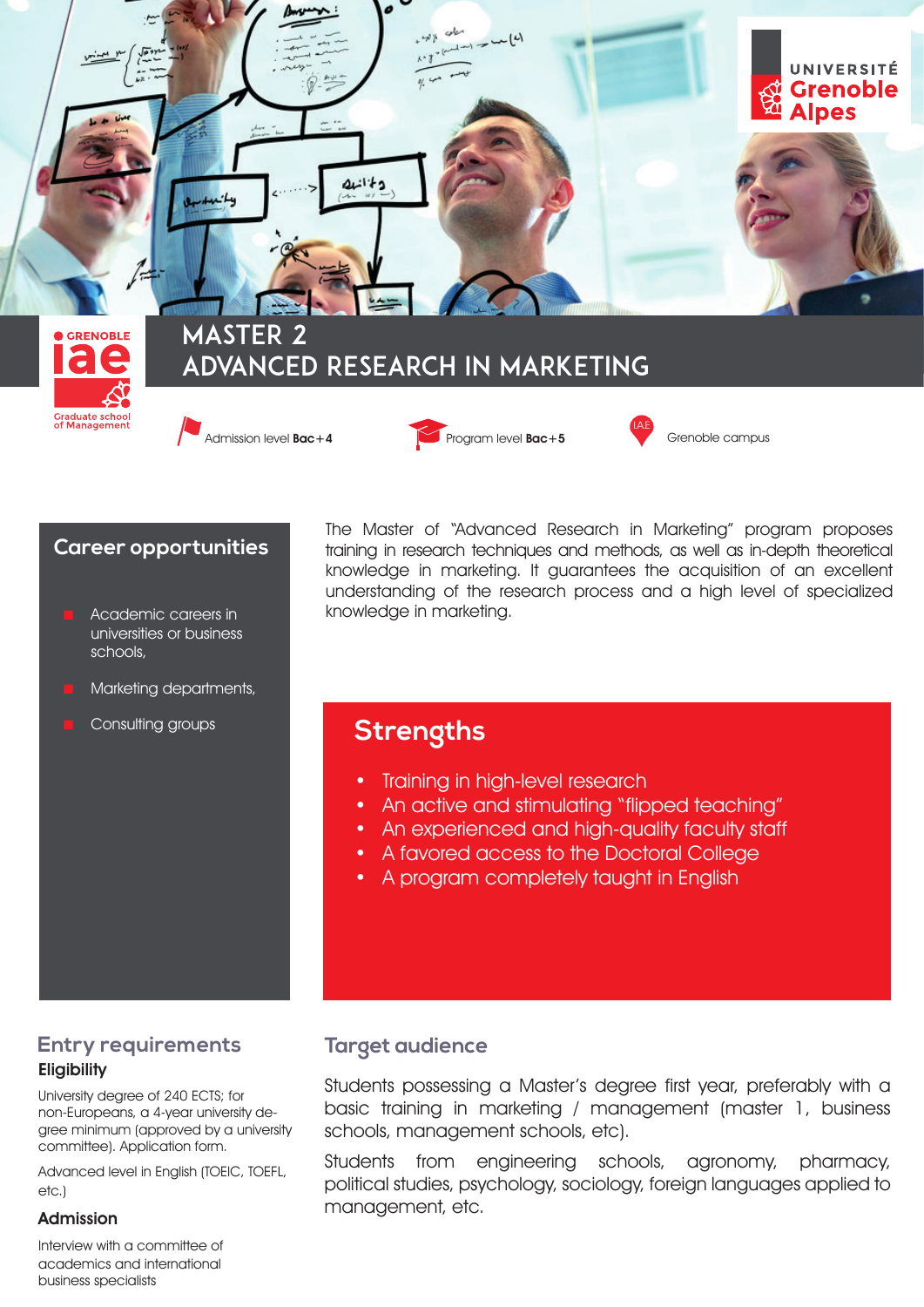UNIVERSITÉ Grenoble Alpes

GRENOBLE iae Graduate school of Management

# MASTER 2 ADVANCED RESEARCH IN MARKETING

Admission level **Bac+4**

Program level **Bac+5**

Grenoble campus

The Master of "Advanced Research in Marketing" program proposes training in research techniques and methods, as well as in-depth theoretical knowledge in marketing. It guarantees the acquisition of an excellent understanding of the research process and a high level of specialized knowledge in marketing.

## Career opportunities

- Academic careers in universities or business schools,
- Marketing departments,
- Consulting groups

## Strengths

- Training in high-level research
- An active and stimulating "flipped teaching"
- An experienced and high-quality faculty staff
- A favored access to the Doctoral College
- A program completely taught in English

## Entry requirements

### Eligibility

University degree of 240 ECTS; for non-Europeans, a 4-year university degree minimum (approved by a university committee). Application form.

Advanced level in English (TOEIC, TOEFL, etc.)

### Admission

Interview with a committee of academics and international business specialists

## Target audience

Students possessing a Master's degree first year, preferably with a basic training in marketing / management (master 1, business schools, management schools, etc).

Students from engineering schools, agronomy, pharmacy, political studies, psychology, sociology, foreign languages applied to management, etc.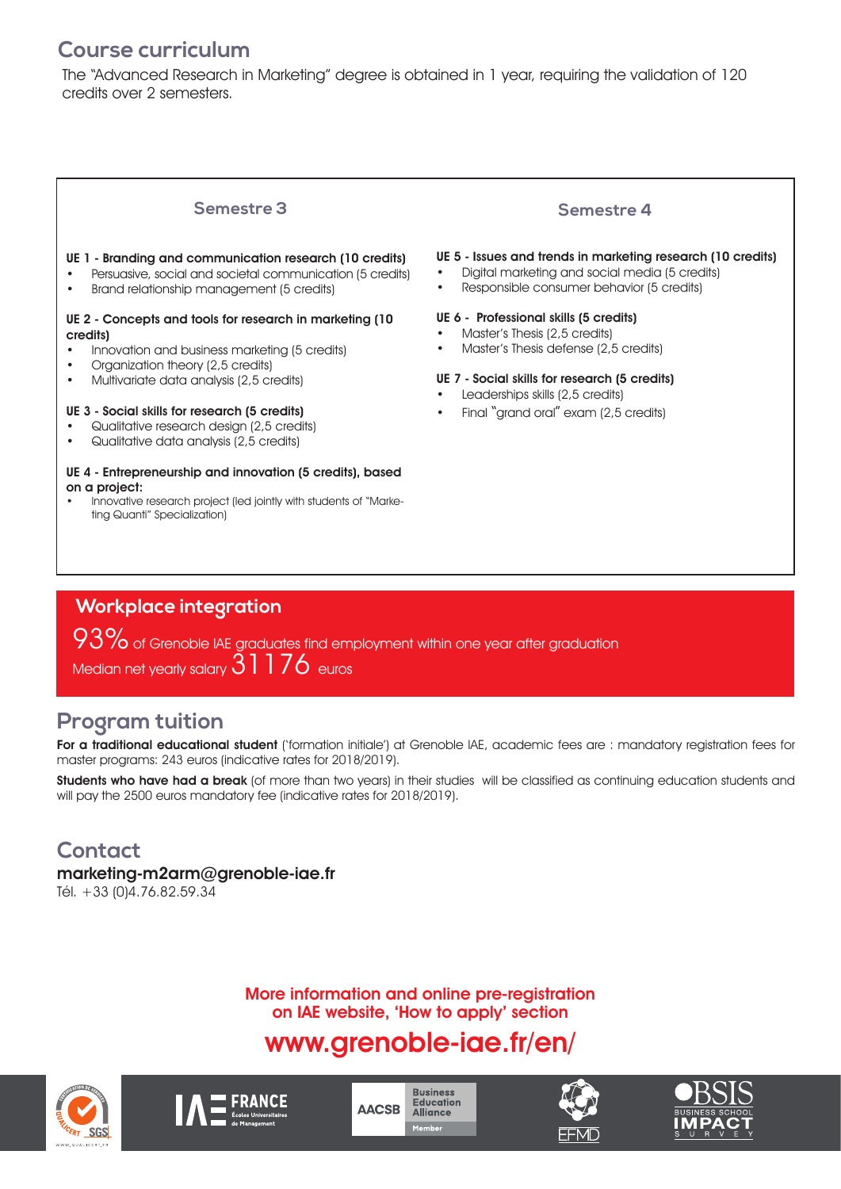## Course curriculum

The "Advanced Research in Marketing" degree is obtained in 1 year, requiring the validation of 120 credits over 2 semesters.

### Semestre 3

**UE 1 - Branding and communication research (10 credits)**

- Persuasive, social and societal communication (5 credits)
- Brand relationship management (5 credits)

**UE 2 - Concepts and tools for research in marketing (10 credits)**

- Innovation and business marketing (5 credits)
- Organization theory (2,5 credits)
- Multivariate data analysis (2,5 credits)

**UE 3 - Social skills for research (5 credits)**

- Qualitative research design (2,5 credits)
- Qualitative data analysis (2,5 credits)

**UE 4 - Entrepreneurship and innovation (5 credits), based on a project:**

- Innovative research project (led jointly with students of "Marketing Quanti" Specialization)

### Semestre 4

**UE 5 - Issues and trends in marketing research (10 credits)**

- Digital marketing and social media (5 credits)
- Responsible consumer behavior (5 credits)

**UE 6 - Professional skills (5 credits)**

- Master's Thesis (2,5 credits)
- Master's Thesis defense (2,5 credits)

**UE 7 - Social skills for research (5 credits)**

- Leaderships skills (2,5 credits)
- Final "grand oral" exam (2,5 credits)

## Workplace integration

93% of Grenoble IAE graduates find employment within one year after graduation

Median net yearly salary 31176 euros

## Program tuition

**For a traditional educational student** ('formation initiale') at Grenoble IAE, academic fees are : mandatory registration fees for master programs: 243 euros (indicative rates for 2018/2019).

**Students who have had a break** (of more than two years) in their studies will be classified as continuing education students and will pay the 2500 euros mandatory fee (indicative rates for 2018/2019).

## Contact

**marketing-m2arm@grenoble-iae.fr**

Tél. +33 (0)4.76.82.59.34

**More information and online pre-registration on IAE website, 'How to apply' section**

**www.grenoble-iae.fr/en/**